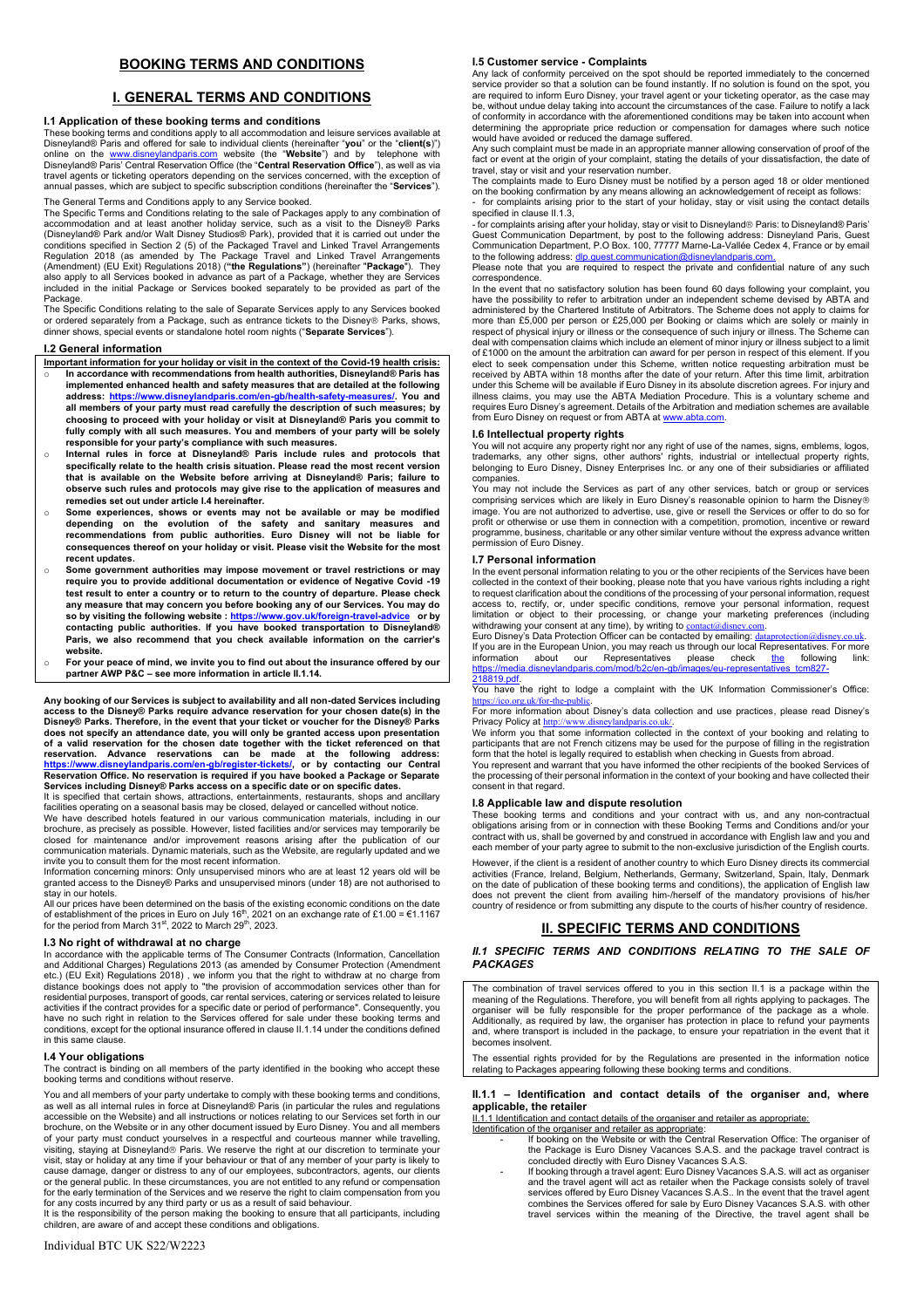# BOOKING TERMS AND CONDITIONS

# I. GENERAL TERMS AND CONDITIONS

### I.1 Application of these booking terms and conditions

These booking terms and conditions apply to all accommodation and leisure services available at Disneyland® Paris and offered for sale to individual clients (hereinafter "**you**" or the "**client(s)**") online on the www.disneylandparis.com website (the "**Website**") and by telephone with Disneyland® Paris' Central Reservation Office (the "**Central Reservation Office**"), as well as via travel agents or ticketing operators depending on the services concerned, with the exception of annual passes, which are subject to specific subscription conditions (hereinafter the "**Services**").

The General Terms and Conditions apply to any Service booked.

The Specific Terms and Conditions relating to the sale of Packages apply to any combination of accommodation and at least another holiday service, such as a visit to the Disney® Parks (Disneyland® Park and/or Walt Disney Studios® Park), provided that it is carried out under the conditions specified in Section 2 (5) of the Packaged Travel and Linked Travel Arrangements Regulation 2018 (as amended by The Package Travel and Linked Travel Arrangements (Amendment) (EU Exit) Regulations 2018) (**"the Regulations"**) (hereinafter "**Package**"). They also apply to all Services booked in advance as part of a Package, whether they are Services included in the initial Package or Services booked separately to be provided as part of the Package.

The Specific Conditions relating to the sale of Separate Services apply to any Services booked or ordered separately from a Package, such as entrance tickets to the Disney® Parks, shows, dinner shows, special events or standalone hotel room nights ("**Separate Services**").

### I.2 General information

**Important information for your holiday or visit in the context of the Covid-19 health crisis:**

- **In accordance with recommendations from health authorities, Disneyland® Paris has implemented enhanced health and safety measures that are detailed at the following address: https://www.disneylandparis.com/en-gb/health-safety-measures/. You and all members of your party must read carefully the description of such measures; by choosing to proceed with your holiday or visit at Disneyland® Paris you commit to fully comply with all such measures. You and members of your party will be solely responsible for your party's compliance with such measures.**
- **Internal rules in force at Disneyland® Paris include rules and protocols that specifically relate to the health crisis situation. Please read the most recent version that is available on the Website before arriving at Disneyland® Paris; failure to observe such rules and protocols may give rise to the application of measures and remedies set out under article I.4 hereinafter.**
- **Some experiences, shows or events may not be available or may be modified depending on the evolution of the safety and sanitary measures and recommendations from public authorities. Euro Disney will not be liable for consequences thereof on your holiday or visit. Please visit the Website for the most recent updates.**
- **Some government authorities may impose movement or travel restrictions or may require you to provide additional documentation or evidence of Negative Covid -19 test result to enter a country or to return to the country of departure. Please check any measure that may concern you before booking any of our Services. You may do so by visiting the following website : https://www.gov.uk/foreign-travel-advice or by contacting public authorities. If you have booked transportation to Disneyland® Paris, we also recommend that you check available information on the carrier's website.**
- **For your peace of mind, we invite you to find out about the insurance offered by our partner AWP P&C – see more information in article II.1.14.**

**Any booking of our Services is subject to availability and all non-dated Services including access to the Disney® Parks require advance reservation for your chosen date(s) in the Disney® Parks. Therefore, in the event that your ticket or voucher for the Disney® Parks does not specify an attendance date, you will only be granted access upon presentation of a valid reservation for the chosen date together with the ticket referenced on that reservation. Advance reservations can be made at the following address: https://www.disneylandparis.com/en-gb/register-tickets/, or by contacting our Central Reservation Office. No reservation is required if you have booked a Package or Separate Services including Disney® Parks access on a specific date or on specific dates.**

It is specified that certain shows, attractions, entertainments, restaurants, shops and ancillary facilities operating on a seasonal basis may be closed, delayed or cancelled without notice.

We have described hotels featured in our various communication materials, including in our brochure, as precisely as possible. However, listed facilities and/or services may temporarily be closed for maintenance and/or improvement reasons arising after the publication of our communication materials. Dynamic materials, such as the Website, are regularly updated and we invite you to consult them for the most recent information.

Information concerning minors: Only unsupervised minors who are at least 12 years old will be granted access to the Disney® Parks and unsupervised minors (under 18) are not authorised to stay in our hotels.

All our prices have been determined on the basis of the existing economic conditions on the date of establishment of the prices in Euro on July 16th, 2021 on an exchange rate of £1.00 = €1.1167 for the period from March 31st, 2022 to March 29th, 2023.

### I.3 No right of withdrawal at no charge

In accordance with the applicable terms of The Consumer Contracts (Information, Cancellation and Additional Charges) Regulations 2013 (as amended by Consumer Protection (Amendment etc.) (EU Exit) Regulations 2018) , we inform you that the right to withdraw at no charge from distance bookings does not apply to "the provision of accommodation services other than for residential purposes, transport of goods, car rental services, catering or services related to leisure activities if the contract provides for a specific date or period of performance". Consequently, you have no such right in relation to the Services offered for sale under these booking terms and conditions, except for the optional insurance offered in clause II.1.14 under the conditions defined in this same clause.

### I.4 Your obligations

The contract is binding on all members of the party identified in the booking who accept these booking terms and conditions without reserve.

You and all members of your party undertake to comply with these booking terms and conditions, as well as all internal rules in force at Disneyland® Paris (in particular the rules and regulations accessible on the Website) and all instructions or notices relating to our Services set forth in our brochure, on the Website or in any other document issued by Euro Disney. You and all members of your party must conduct yourselves in a respectful and courteous manner while travelling, visiting, staying at Disneyland® Paris. We reserve the right at our discretion to terminate your visit, stay or holiday at any time if your behaviour or that of any member of your party is likely to cause damage, danger or distress to any of our employees, subcontractors, agents, our clients or the general public. In these circumstances, you are not entitled to any refund or compensation for the early termination of the Services and we reserve the right to claim compensation from you for any costs incurred by any third party or us as a result of said behaviour.

It is the responsibility of the person making the booking to ensure that all participants, including children, are aware of and accept these conditions and obligations.

### I.5 Customer service - Complaints

Any lack of conformity perceived on the spot should be reported immediately to the concerned service provider so that a solution can be found instantly. If no solution is found on the spot, you are required to inform Euro Disney, your travel agent or your ticketing operator, as the case may be, without undue delay taking into account the circumstances of the case. Failure to notify a lack of conformity in accordance with the aforementioned conditions may be taken into account when determining the appropriate price reduction or compensation for damages where such notice would have avoided or reduced the damage suffered.

Any such complaint must be made in an appropriate manner allowing conservation of proof of the fact or event at the origin of your complaint, stating the details of your dissatisfaction, the date of travel, stay or visit and your reservation number.

The complaints made to Euro Disney must be notified by a person aged 18 or older mentioned on the booking confirmation by any means allowing an acknowledgement of receipt as follows:

- for complaints arising prior to the start of your holiday, stay or visit using the contact details specified in clause II.1.3,

- for complaints arising after your holiday, stay or visit to Disneyland® Paris: to Disneyland® Paris' Guest Communication Department, by post to the following address: Disneyland Paris, Guest Communication Department, P.O Box. 100, 77777 Marne-La-Vallée Cedex 4, France or by email to the following address: dlp.guest.communication@disneylandparis.com.

Please note that you are required to respect the private and confidential nature of any such correspondence.

In the event that no satisfactory solution has been found 60 days following your complaint, you have the possibility to refer to arbitration under an independent scheme devised by ABTA and administered by the Chartered Institute of Arbitrators. The Scheme does not apply to claims for more than £5,000 per person or £25,000 per Booking or claims which are solely or mainly in respect of physical injury or illness or the consequence of such injury or illness. The Scheme can deal with compensation claims which include an element of minor injury or illness subject to a limit of £1000 on the amount the arbitration can award for per person in respect of this element. If you elect to seek compensation under this Scheme, written notice requesting arbitration must be received by ABTA within 18 months after the date of your return. After this time limit, arbitration under this Scheme will be available if Euro Disney in its absolute discretion agrees. For injury and illness claims, you may use the ABTA Mediation Procedure. This is a voluntary scheme and requires Euro Disney's agreement. Details of the Arbitration and mediation schemes are available from Euro Disney on request or from ABTA at www.abta.com.

### I.6 Intellectual property rights

You will not acquire any property right nor any right of use of the names, signs, emblems, logos, trademarks, any other signs, other authors' rights, industrial or intellectual property rights, belonging to Euro Disney, Disney Enterprises Inc. or any one of their subsidiaries or affiliated companies.

You may not include the Services as part of any other services, batch or group or services comprising services which are likely in Euro Disney's reasonable opinion to harm the Disney® image. You are not authorized to advertise, use, give or resell the Services or offer to do so for profit or otherwise or use them in connection with a competition, promotion, incentive or reward programme, business, charitable or any other similar venture without the express advance written permission of Euro Disney.

### I.7 Personal information

In the event personal information relating to you or the other recipients of the Services have been collected in the context of their booking, please note that you have various rights including a right to request clarification about the conditions of the processing of your personal information, request access to, rectify, or, under specific conditions, remove your personal information, request limitation or object to their processing, or change your marketing preferences (including withdrawing your consent at any time), by writing to contact@disney.com.

Euro Disney's Data Protection Officer can be contacted by emailing: dataprotection@disney.co.uk. If you are in the European Union, you may reach us through our local Representatives. For more information about our Representatives please check the following link: https://media.disneylandparis.com/mod/b2c/en-gb/images/eu-representatives_tcm827-218819.pdf.

You have the right to lodge a complaint with the UK Information Commissioner's Office: https://ico.org.uk/for-the-public.

For more information about Disney's data collection and use practices, please read Disney's Privacy Policy at http://www.disneylandparis.co.uk/.

We inform you that some information collected in the context of your booking and relating to participants that are not French citizens may be used for the purpose of filling in the registration form that the hotel is legally required to establish when checking in Guests from abroad.

You represent and warrant that you have informed the other recipients of the booked Services of the processing of their personal information in the context of your booking and have collected their consent in that regard.

### I.8 Applicable law and dispute resolution

These booking terms and conditions and your contract with us, and any non-contractual obligations arising from or in connection with these Booking Terms and Conditions and/or your contract with us, shall be governed by and construed in accordance with English law and you and each member of your party agree to submit to the non-exclusive jurisdiction of the English courts.

However, if the client is a resident of another country to which Euro Disney directs its commercial activities (France, Ireland, Belgium, Netherlands, Germany, Switzerland, Spain, Italy, Denmark on the date of publication of these booking terms and conditions), the application of English law does not prevent the client from availing him-/herself of the mandatory provisions of his/her country of residence or from submitting any dispute to the courts of his/her country of residence.

# II. SPECIFIC TERMS AND CONDITIONS

## *II.1 SPECIFIC TERMS AND CONDITIONS RELATING TO THE SALE OF PACKAGES*

The combination of travel services offered to you in this section II.1 is a package within the meaning of the Regulations. Therefore, you will benefit from all rights applying to packages. The organiser will be fully responsible for the proper performance of the package as a whole. Additionally, as required by law, the organiser has protection in place to refund your payments and, where transport is included in the package, to ensure your repatriation in the event that it becomes insolvent.

The essential rights provided for by the Regulations are presented in the information notice relating to Packages appearing following these booking terms and conditions.

### II.1.1 – Identification and contact details of the organiser and, where applicable, the retailer

II.1.1 Identification and contact details of the organiser and retailer as appropriate:

Identification of the organiser and retailer as appropriate:

- If booking on the Website or with the Central Reservation Office: The organiser of the Package is Euro Disney Vacances S.A.S. and the package travel contract is concluded directly with Euro Disney Vacances S.A.S.
- If booking through a travel agent: Euro Disney Vacances S.A.S. will act as organiser and the travel agent will act as retailer when the Package consists solely of travel services offered by Euro Disney Vacances S.A.S.. In the event that the travel agent combines the Services offered for sale by Euro Disney Vacances S.A.S. with other travel services within the meaning of the Directive, the travel agent shall be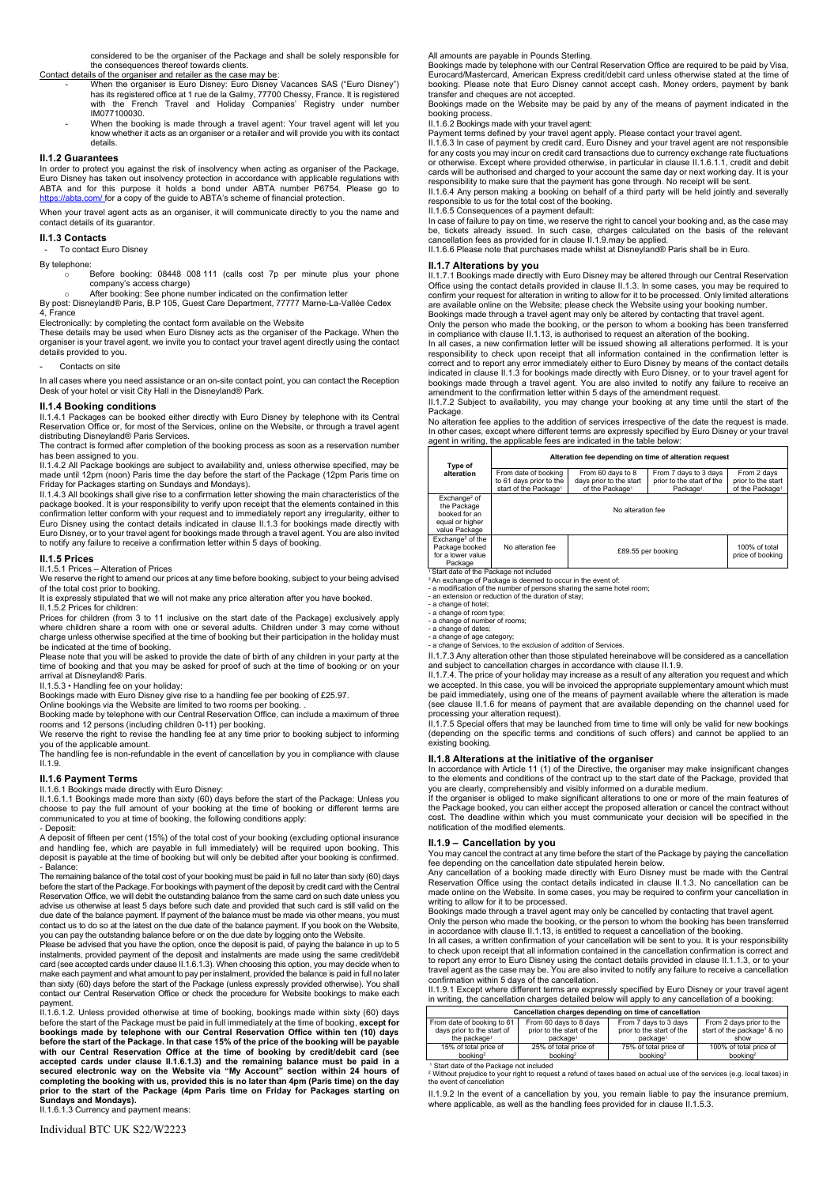considered to be the organiser of the Package and shall be solely responsible for the consequences thereof towards clients.

Contact details of the organiser and retailer as the case may be:

- When the organiser is Euro Disney: Euro Disney Vacances SAS ("Euro Disney") has its registered office at 1 rue de la Galmy, 77700 Chessy, France. It is registered with the French Travel and Holiday Companies' Registry under number IM077100030.
- When the booking is made through a travel agent: Your travel agent will let you know whether it acts as an organiser or a retailer and will provide you with its contact details.

## II.1.2 Guarantees

In order to protect you against the risk of insolvency when acting as organiser of the Package, Euro Disney has taken out insolvency protection in accordance with applicable regulations with ABTA and for this purpose it holds a bond under ABTA number P6754. Please go to https://abta.com/ for a copy of the guide to ABTA's scheme of financial protection.

When your travel agent acts as an organiser, it will communicate directly to you the name and contact details of its guarantor.

## II.1.3 Contacts

- To contact Euro Disney

By telephone:

- Before booking: 08448 008 111 (calls cost 7p per minute plus your phone company's access charge)
- After booking: See phone number indicated on the confirmation letter

By post: Disneyland® Paris, B.P 105, Guest Care Department, 77777 Marne-La-Vallée Cedex 4, France

Electronically: by completing the contact form available on the Website

These details may be used when Euro Disney acts as the organiser of the Package. When the organiser is your travel agent, we invite you to contact your travel agent directly using the contact details provided to you.

- Contacts on site

In all cases where you need assistance or an on-site contact point, you can contact the Reception Desk of your hotel or visit City Hall in the Disneyland® Park.

## II.1.4 Booking conditions

II.1.4.1 Packages can be booked either directly with Euro Disney by telephone with its Central Reservation Office or, for most of the Services, online on the Website, or through a travel agent distributing Disneyland® Paris Services.

The contract is formed after completion of the booking process as soon as a reservation number has been assigned to you.

II.1.4.2 All Package bookings are subject to availability and, unless otherwise specified, may be made until 12pm (noon) Paris time the day before the start of the Package (12pm Paris time on Friday for Packages starting on Sundays and Mondays).

II.1.4.3 All bookings shall give rise to a confirmation letter showing the main characteristics of the package booked. It is your responsibility to verify upon receipt that the elements contained in this confirmation letter conform with your request and to immediately report any irregularity, either to Euro Disney using the contact details indicated in clause II.1.3 for bookings made directly with Euro Disney, or to your travel agent for bookings made through a travel agent. You are also invited to notify any failure to receive a confirmation letter within 5 days of booking.

## II.1.5 Prices

II.1.5.1 Prices – Alteration of Prices

We reserve the right to amend our prices at any time before booking, subject to your being advised of the total cost prior to booking.

It is expressly stipulated that we will not make any price alteration after you have booked.

II.1.5.2 Prices for children:

Prices for children (from 3 to 11 inclusive on the start date of the Package) exclusively apply where children share a room with one or several adults. Children under 3 may come without charge unless otherwise specified at the time of booking but their participation in the holiday must be indicated at the time of booking.

Please note that you will be asked to provide the date of birth of any children in your party at the time of booking and that you may be asked for proof of such at the time of booking or on your arrival at Disneyland® Paris.

II.1.5.3 • Handling fee on your holiday:

Bookings made with Euro Disney give rise to a handling fee per booking of £25.97.

Online bookings via the Website are limited to two rooms per booking. .

Booking made by telephone with our Central Reservation Office, can include a maximum of three rooms and 12 persons (including children 0-11) per booking.

We reserve the right to revise the handling fee at any time prior to booking subject to informing you of the applicable amount.

The handling fee is non-refundable in the event of cancellation by you in compliance with clause II.1.9.

## II.1.6 Payment Terms

II.1.6.1 Bookings made directly with Euro Disney:

II.1.6.1.1 Bookings made more than sixty (60) days before the start of the Package: Unless you choose to pay the full amount of your booking at the time of booking or different terms are communicated to you at time of booking, the following conditions apply:

- Deposit:

A deposit of fifteen per cent (15%) of the total cost of your booking (excluding optional insurance and handling fee, which are payable in full immediately) will be required upon booking. This deposit is payable at the time of booking but will only be debited after your booking is confirmed.

- Balance:

The remaining balance of the total cost of your booking must be paid in full no later than sixty (60) days before the start of the Package. For bookings with payment of the deposit by credit card with the Central Reservation Office, we will debit the outstanding balance from the same card on such date unless you advise us otherwise at least 5 days before such date and provided that such card is still valid on the due date of the balance payment. If payment of the balance must be made via other means, you must contact us to do so at the latest on the due date of the balance payment. If you book on the Website, you can pay the outstanding balance before or on the due date by logging onto the Website.

Please be advised that you have the option, once the deposit is paid, of paying the balance in up to 5 instalments, provided payment of the deposit and instalments are made using the same credit/debit card (see accepted cards under clause II.1.6.1.3). When choosing this option, you may decide when to make each payment and what amount to pay per instalment, provided the balance is paid in full no later than sixty (60) days before the start of the Package (unless expressly provided otherwise). You shall contact our Central Reservation Office or check the procedure for Website bookings to make each payment.

II.1.6.1.2. Unless provided otherwise at time of booking, bookings made within sixty (60) days before the start of the Package must be paid in full immediately at the time of booking, **except for bookings made by telephone with our Central Reservation Office within ten (10) days before the start of the Package. In that case 15% of the price of the booking will be payable with our Central Reservation Office at the time of booking by credit/debit card (see accepted cards under clause II.1.6.1.3) and the remaining balance must be paid in a secured electronic way on the Website via "My Account" section within 24 hours of completing the booking with us, provided this is no later than 4pm (Paris time) on the day prior to the start of the Package (4pm Paris time on Friday for Packages starting on Sundays and Mondays).**

II.1.6.1.3 Currency and payment means:

All amounts are payable in Pounds Sterling.

Bookings made by telephone with our Central Reservation Office are required to be paid by Visa, Eurocard/Mastercard, American Express credit/debit card unless otherwise stated at the time of booking. Please note that Euro Disney cannot accept cash. Money orders, payment by bank transfer and cheques are not accepted.

Bookings made on the Website may be paid by any of the means of payment indicated in the booking process.

II.1.6.2 Bookings made with your travel agent:

Payment terms defined by your travel agent apply. Please contact your travel agent.

II.1.6.3 In case of payment by credit card, Euro Disney and your travel agent are not responsible for any costs you may incur on credit card transactions due to currency exchange rate fluctuations or otherwise. Except where provided otherwise, in particular in clause II.1.6.1.1, credit and debit cards will be authorised and charged to your account the same day or next working day. It is your responsibility to make sure that the payment has gone through. No receipt will be sent.

II.1.6.4 Any person making a booking on behalf of a third party will be held jointly and severally responsible to us for the total cost of the booking.

II.1.6.5 Consequences of a payment default:

In case of failure to pay on time, we reserve the right to cancel your booking and, as the case may be, tickets already issued. In such case, charges calculated on the basis of the relevant cancellation fees as provided for in clause II.1.9.may be applied.

II.1.6.6 Please note that purchases made whilst at Disneyland® Paris shall be in Euro.

## II.1.7 Alterations by you

II.1.7.1 Bookings made directly with Euro Disney may be altered through our Central Reservation Office using the contact details provided in clause II.1.3. In some cases, you may be required to confirm your request for alteration in writing to allow for it to be processed. Only limited alterations are available online on the Website; please check the Website using your booking number.

Bookings made through a travel agent may only be altered by contacting that travel agent.

Only the person who made the booking, or the person to whom a booking has been transferred in compliance with clause II.1.13, is authorised to request an alteration of the booking.

In all cases, a new confirmation letter will be issued showing all alterations performed. It is your responsibility to check upon receipt that all information contained in the confirmation letter is correct and to report any error immediately either to Euro Disney by means of the contact details indicated in clause II.1.3 for bookings made directly with Euro Disney, or to your travel agent for bookings made through a travel agent. You are also invited to notify any failure to receive an amendment to the confirmation letter within 5 days of the amendment request.

II.1.7.2 Subject to availability, you may change your booking at any time until the start of the Package.

No alteration fee applies to the addition of services irrespective of the date the request is made. In other cases, except where different terms are expressly specified by Euro Disney or your travel agent in writing, the applicable fees are indicated in the table below:

| Type of alteration | Alteration fee depending on time of alteration request | | | |
|---|---|---|---|---|
| | From date of booking to 61 days prior to the start of the Package[1] | From 60 days to 8 days prior to the start of the Package[1] | From 7 days to 3 days prior to the start of the Package[1] | From 2 days prior to the start of the Package[1] |
| Exchange[2] of the Package booked for an equal or higher value Package | No alteration fee | | | |
| Exchange[2] of the Package booked for a lower value Package | No alteration fee | £89.55 per booking | | 100% of total price of booking |

[1] Start date of the Package not included

[2] An exchange of Package is deemed to occur in the event of:

- a modification of the number of persons sharing the same hotel room;
- an extension or reduction of the duration of stay;
- a change of hotel;
- a change of room type;
- a change of number of rooms;
- a change of dates;
- a change of age category;
- a change of Services, to the exclusion of addition of Services.

II.1.7.3 Any alteration other than those stipulated hereinabove will be considered as a cancellation and subject to cancellation charges in accordance with clause II.1.9.

II.1.7.4. The price of your holiday may increase as a result of any alteration you request and which we accepted. In this case, you will be invoiced the appropriate supplementary amount which must be paid immediately, using one of the means of payment available where the alteration is made (see clause II.1.6 for means of payment that are available depending on the channel used for processing your alteration request).

II.1.7.5 Special offers that may be launched from time to time will only be valid for new bookings (depending on the specific terms and conditions of such offers) and cannot be applied to an existing booking.

## II.1.8 Alterations at the initiative of the organiser

In accordance with Article 11 (1) of the Directive, the organiser may make insignificant changes to the elements and conditions of the contract up to the start date of the Package, provided that you are clearly, comprehensibly and visibly informed on a durable medium.

If the organiser is obliged to make significant alterations to one or more of the main features of the Package booked, you can either accept the proposed alteration or cancel the contract without cost. The deadline within which you must communicate your decision will be specified in the notification of the modified elements.

## II.1.9 – Cancellation by you

You may cancel the contract at any time before the start of the Package by paying the cancellation fee depending on the cancellation date stipulated herein below.

Any cancellation of a booking made directly with Euro Disney must be made with the Central Reservation Office using the contact details indicated in clause II.1.3. No cancellation can be made online on the Website. In some cases, you may be required to confirm your cancellation in writing to allow for it to be processed.

Bookings made through a travel agent may only be cancelled by contacting that travel agent.

Only the person who made the booking, or the person to whom the booking has been transferred in accordance with clause II.1.13, is entitled to request a cancellation of the booking.

In all cases, a written confirmation of your cancellation will be sent to you. It is your responsibility to check upon receipt that all information contained in the cancellation confirmation is correct and to report any error to Euro Disney using the contact details provided in clause II.1.1.3, or to your travel agent as the case may be. You are also invited to notify any failure to receive a cancellation confirmation within 5 days of the cancellation.

II.1.9.1 Except where different terms are expressly specified by Euro Disney or your travel agent in writing, the cancellation charges detailed below will apply to any cancellation of a booking:

| Cancellation charges depending on time of cancellation | | | |
|---|---|---|---|
| From date of booking to 61 days prior to the start of the package[1] | From 60 days to 8 days prior to the start of the package[1] | From 7 days to 3 days prior to the start of the package[1] | From 2 days prior to the start of the package[1] & no show |
| 15% of total price of booking[2] | 25% of total price of booking[2] | 75% of total price of booking[2] | 100% of total price of booking[2] |

[1] Start date of the Package not included

[2] Without prejudice to your right to request a refund of taxes based on actual use of the services (e.g. local taxes) in the event of cancellation

II.1.9.2 In the event of a cancellation by you, you remain liable to pay the insurance premium, where applicable, as well as the handling fees provided for in clause II.1.5.3.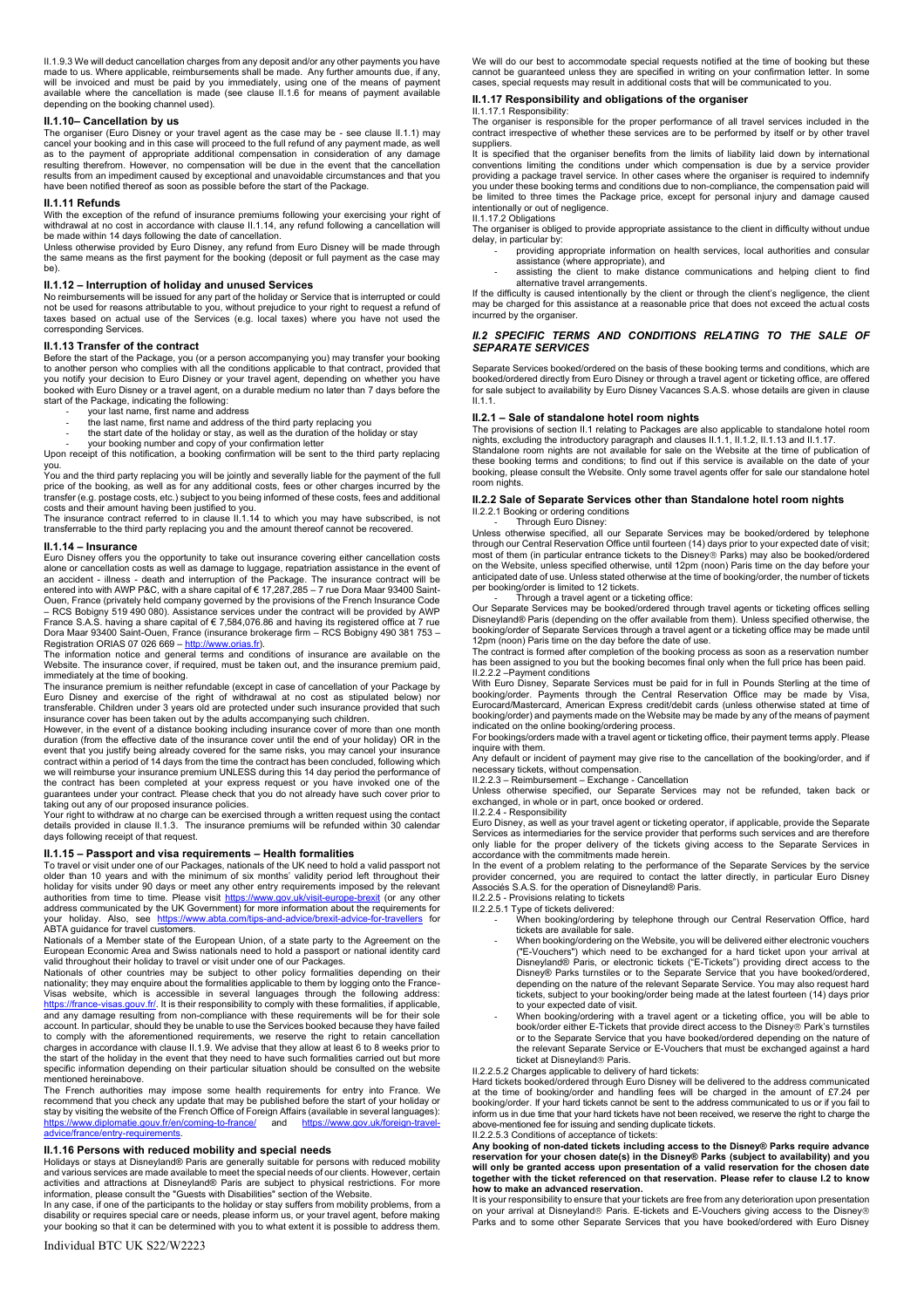II.1.9.3 We will deduct cancellation charges from any deposit and/or any other payments you have made to us. Where applicable, reimbursements shall be made. Any further amounts due, if any, will be invoiced and must be paid by you immediately, using one of the means of payment available where the cancellation is made (see clause II.1.6 for means of payment available depending on the booking channel used).

#### II.1.10– Cancellation by us

The organiser (Euro Disney or your travel agent as the case may be - see clause II.1.1) may cancel your booking and in this case will proceed to the full refund of any payment made, as well as to the payment of appropriate additional compensation in consideration of any damage resulting therefrom. However, no compensation will be due in the event that the cancellation results from an impediment caused by exceptional and unavoidable circumstances and that you have been notified thereof as soon as possible before the start of the Package.

#### II.1.11 Refunds

With the exception of the refund of insurance premiums following your exercising your right of withdrawal at no cost in accordance with clause II.1.14, any refund following a cancellation will be made within 14 days following the date of cancellation.

Unless otherwise provided by Euro Disney, any refund from Euro Disney will be made through the same means as the first payment for the booking (deposit or full payment as the case may be).

#### II.1.12 – Interruption of holiday and unused Services

No reimbursements will be issued for any part of the holiday or Service that is interrupted or could not be used for reasons attributable to you, without prejudice to your right to request a refund of taxes based on actual use of the Services (e.g. local taxes) where you have not used the corresponding Services.

#### II.1.13 Transfer of the contract

Before the start of the Package, you (or a person accompanying you) may transfer your booking to another person who complies with all the conditions applicable to that contract, provided that you notify your decision to Euro Disney or your travel agent, depending on whether you have booked with Euro Disney or a travel agent, on a durable medium no later than 7 days before the start of the Package, indicating the following:

- your last name, first name and address
- the last name, first name and address of the third party replacing you
- the start date of the holiday or stay, as well as the duration of the holiday or stay
- your booking number and copy of your confirmation letter

Upon receipt of this notification, a booking confirmation will be sent to the third party replacing you.

You and the third party replacing you will be jointly and severally liable for the payment of the full price of the booking, as well as for any additional costs, fees or other charges incurred by the transfer (e.g. postage costs, etc.) subject to you being informed of these costs, fees and additional costs and their amount having been justified to you.

The insurance contract referred to in clause II.1.14 to which you may have subscribed, is not transferrable to the third party replacing you and the amount thereof cannot be recovered.

#### II.1.14 – Insurance

Euro Disney offers you the opportunity to take out insurance covering either cancellation costs alone or cancellation costs as well as damage to luggage, repatriation assistance in the event of an accident - illness - death and interruption of the Package. The insurance contract will be entered into with AWP P&C, with a share capital of € 17,287,285 – 7 rue Dora Maar 93400 Saint-Ouen, France (privately held company governed by the provisions of the French Insurance Code – RCS Bobigny 519 490 080). Assistance services under the contract will be provided by AWP France S.A.S. having a share capital of € 7,584,076.86 and having its registered office at 7 rue Dora Maar 93400 Saint-Ouen, France (insurance brokerage firm – RCS Bobigny 490 381 753 – Registration ORIAS 07 026 669 – http://www.orias.fr).

The information notice and general terms and conditions of insurance are available on the Website. The insurance cover, if required, must be taken out, and the insurance premium paid, immediately at the time of booking.

The insurance premium is neither refundable (except in case of cancellation of your Package by Euro Disney and exercise of the right of withdrawal at no cost as stipulated below) nor transferable. Children under 3 years old are protected under such insurance provided that such insurance cover has been taken out by the adults accompanying such children.

However, in the event of a distance booking including insurance cover of more than one month duration (from the effective date of the insurance cover until the end of your holiday) OR in the event that you justify being already covered for the same risks, you may cancel your insurance contract within a period of 14 days from the time the contract has been concluded, following which we will reimburse your insurance premium UNLESS during this 14 day period the performance of the contract has been completed at your express request or you have invoked one of the guarantees under your contract. Please check that you do not already have such cover prior to taking out any of our proposed insurance policies.

Your right to withdraw at no charge can be exercised through a written request using the contact details provided in clause II.1.3. The insurance premiums will be refunded within 30 calendar days following receipt of that request.

#### II.1.15 – Passport and visa requirements – Health formalities

To travel or visit under one of our Packages, nationals of the UK need to hold a valid passport not older than 10 years and with the minimum of six months' validity period left throughout their holiday for visits under 90 days or meet any other entry requirements imposed by the relevant authorities from time to time. Please visit https://www.gov.uk/visit-europe-brexit (or any other address communicated by the UK Government) for more information about the requirements for your holiday. Also, see https://www.abta.com/tips-and-advice/brexit-advice-for-travellers for ABTA guidance for travel customers.

Nationals of a Member state of the European Union, of a state party to the Agreement on the European Economic Area and Swiss nationals need to hold a passport or national identity card valid throughout their holiday to travel or visit under one of our Packages.

Nationals of other countries may be subject to other policy formalities depending on their nationality; they may enquire about the formalities applicable to them by logging onto the France-Visas website, which is accessible in several languages through the following address: https://france-visas.gouv.fr/. It is their responsibility to comply with these formalities, if applicable, and any damage resulting from non-compliance with these requirements will be for their sole account. In particular, should they be unable to use the Services booked because they have failed to comply with the aforementioned requirements, we reserve the right to retain cancellation charges in accordance with clause II.1.9. We advise that they allow at least 6 to 8 weeks prior to the start of the holiday in the event that they need to have such formalities carried out but more specific information depending on their particular situation should be consulted on the website mentioned hereinabove.

The French authorities may impose some health requirements for entry into France. We recommend that you check any update that may be published before the start of your holiday or stay by visiting the website of the French Office of Foreign Affairs (available in several languages): https://www.diplomatie.gouv.fr/en/coming-to-france/ and https://www.gov.uk/foreign-travel-advice/france/entry-requirements.

#### II.1.16 Persons with reduced mobility and special needs

Holidays or stays at Disneyland® Paris are generally suitable for persons with reduced mobility and various services are made available to meet the special needs of our clients. However, certain activities and attractions at Disneyland® Paris are subject to physical restrictions. For more information, please consult the "Guests with Disabilities" section of the Website.

In any case, if one of the participants to the holiday or stay suffers from mobility problems, from a disability or requires special care or needs, please inform us, or your travel agent, before making your booking so that it can be determined with you to what extent it is possible to address them. We will do our best to accommodate special requests notified at the time of booking but these cannot be guaranteed unless they are specified in writing on your confirmation letter. In some cases, special requests may result in additional costs that will be communicated to you.

#### II.1.17 Responsibility and obligations of the organiser

II.1.17.1 Responsibility:

The organiser is responsible for the proper performance of all travel services included in the contract irrespective of whether these services are to be performed by itself or by other travel suppliers.

It is specified that the organiser benefits from the limits of liability laid down by international conventions limiting the conditions under which compensation is due by a service provider providing a package travel service. In other cases where the organiser is required to indemnify you under these booking terms and conditions due to non-compliance, the compensation paid will be limited to three times the Package price, except for personal injury and damage caused intentionally or out of negligence.

II.1.17.2 Obligations

The organiser is obliged to provide appropriate assistance to the client in difficulty without undue delay, in particular by:

- providing appropriate information on health services, local authorities and consular assistance (where appropriate), and
- assisting the client to make distance communications and helping client to find alternative travel arrangements.

If the difficulty is caused intentionally by the client or through the client's negligence, the client may be charged for this assistance at a reasonable price that does not exceed the actual costs incurred by the organiser.

### *II.2 SPECIFIC TERMS AND CONDITIONS RELATING TO THE SALE OF SEPARATE SERVICES*

Separate Services booked/ordered on the basis of these booking terms and conditions, which are booked/ordered directly from Euro Disney or through a travel agent or ticketing office, are offered for sale subject to availability by Euro Disney Vacances S.A.S. whose details are given in clause II.1.1.

#### II.2.1 – Sale of standalone hotel room nights

The provisions of section II.1 relating to Packages are also applicable to standalone hotel room nights, excluding the introductory paragraph and clauses II.1.1, II.1.2, II.1.13 and II.1.17.

Standalone room nights are not available for sale on the Website at the time of publication of these booking terms and conditions; to find out if this service is available on the date of your booking, please consult the Website. Only some travel agents offer for sale our standalone hotel room nights.

#### II.2.2 Sale of Separate Services other than Standalone hotel room nights

II.2.2.1 Booking or ordering conditions

- Through Euro Disney:

Unless otherwise specified, all our Separate Services may be booked/ordered by telephone through our Central Reservation Office until fourteen (14) days prior to your expected date of visit; most of them (in particular entrance tickets to the Disney® Parks) may also be booked/ordered on the Website, unless specified otherwise, until 12pm (noon) Paris time on the day before your anticipated date of use. Unless stated otherwise at the time of booking/order, the number of tickets per booking/order is limited to 12 tickets.

- Through a travel agent or a ticketing office:

Our Separate Services may be booked/ordered through travel agents or ticketing offices selling Disneyland® Paris (depending on the offer available from them). Unless specified otherwise, the booking/order of Separate Services through a travel agent or a ticketing office may be made until 12pm (noon) Paris time on the day before the date of use.

The contract is formed after completion of the booking process as soon as a reservation number has been assigned to you but the booking becomes final only when the full price has been paid.

II.2.2.2 –Payment conditions

With Euro Disney, Separate Services must be paid for in full in Pounds Sterling at the time of booking/order. Payments through the Central Reservation Office may be made by Visa, Eurocard/Mastercard, American Express credit/debit cards (unless otherwise stated at time of booking/order) and payments made on the Website may be made by any of the means of payment indicated on the online booking/ordering process.

For bookings/orders made with a travel agent or ticketing office, their payment terms apply. Please inquire with them.

Any default or incident of payment may give rise to the cancellation of the booking/order, and if necessary tickets, without compensation.

II.2.2.3 – Reimbursement – Exchange - Cancellation

Unless otherwise specified, our Separate Services may not be refunded, taken back or exchanged, in whole or in part, once booked or ordered.

II.2.2.4 - Responsibility

Euro Disney, as well as your travel agent or ticketing operator, if applicable, provide the Separate Services as intermediaries for the service provider that performs such services and are therefore only liable for the proper delivery of the tickets giving access to the Separate Services in accordance with the commitments made herein.

In the event of a problem relating to the performance of the Separate Services by the service provider concerned, you are required to contact the latter directly, in particular Euro Disney Associés S.A.S. for the operation of Disneyland® Paris.

II.2.2.5 - Provisions relating to tickets

II.2.2.5.1 Type of tickets delivered:

- When booking/ordering by telephone through our Central Reservation Office, hard tickets are available for sale.
- When booking/ordering on the Website, you will be delivered either electronic vouchers ("E-Vouchers") which need to be exchanged for a hard ticket upon your arrival at Disneyland® Paris, or electronic tickets ("E-Tickets") providing direct access to the Disney® Parks turnstiles or to the Separate Service that you have booked/ordered, depending on the nature of the relevant Separate Service. You may also request hard tickets, subject to your booking/order being made at the latest fourteen (14) days prior to your expected date of visit.
- When booking/ordering with a travel agent or a ticketing office, you will be able to book/order either E-Tickets that provide direct access to the Disney® Park's turnstiles or to the Separate Service that you have booked/ordered depending on the nature of the relevant Separate Service or E-Vouchers that must be exchanged against a hard ticket at Disneyland® Paris.

II.2.2.5.2 Charges applicable to delivery of hard tickets:

Hard tickets booked/ordered through Euro Disney will be delivered to the address communicated at the time of booking/order and handling fees will be charged in the amount of £7.24 per booking/order. If your hard tickets cannot be sent to the address communicated to us or if you fail to inform us in due time that your hard tickets have not been received, we reserve the right to charge the above-mentioned fee for issuing and sending duplicate tickets.

II.2.2.5.3 Conditions of acceptance of tickets:

**Any booking of non-dated tickets including access to the Disney® Parks require advance reservation for your chosen date(s) in the Disney® Parks (subject to availability) and you will only be granted access upon presentation of a valid reservation for the chosen date together with the ticket referenced on that reservation. Please refer to clause I.2 to know how to make an advanced reservation.**

It is your responsibility to ensure that your tickets are free from any deterioration upon presentation on your arrival at Disneyland® Paris. E-tickets and E-Vouchers giving access to the Disney® Parks and to some other Separate Services that you have booked/ordered with Euro Disney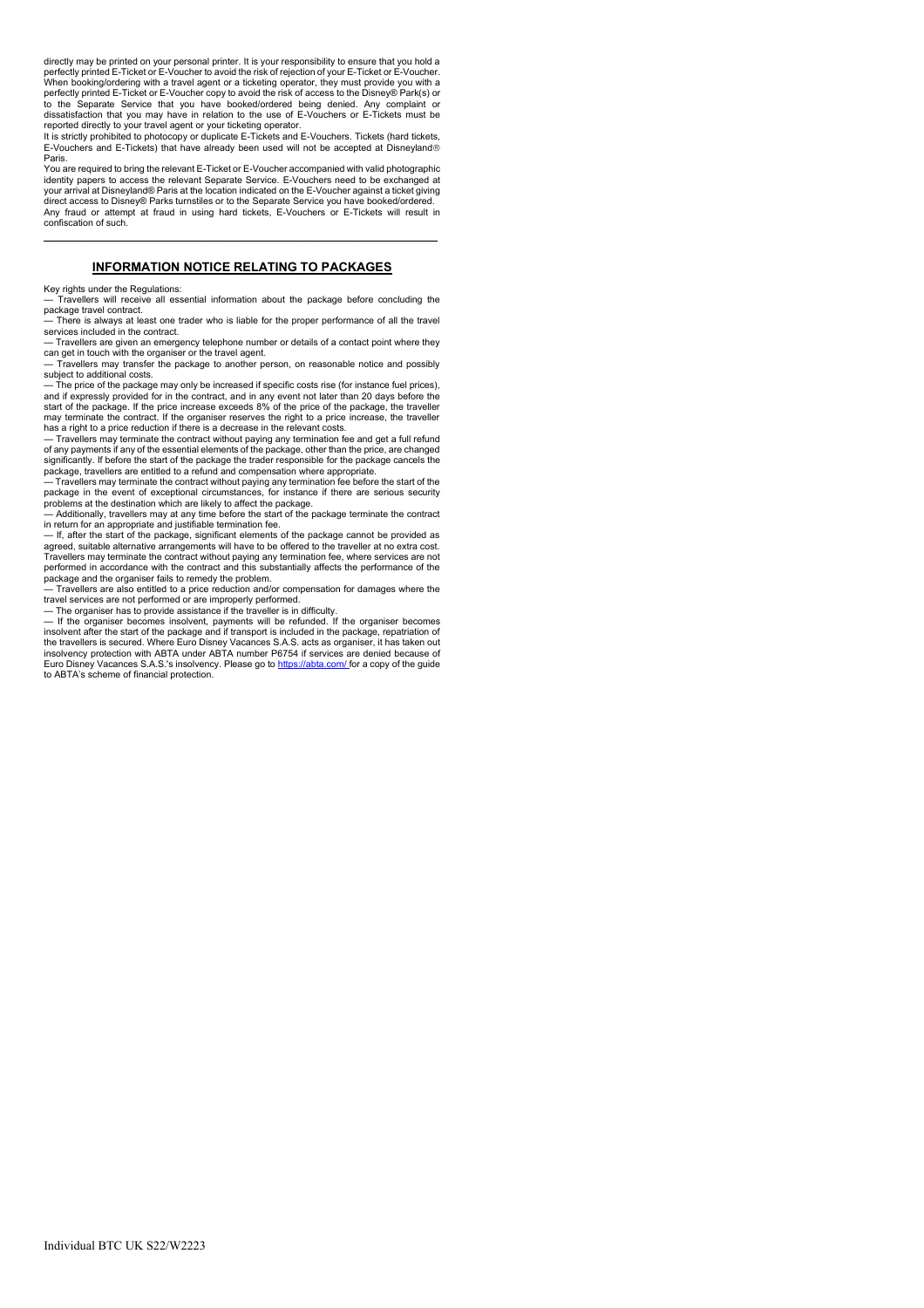directly may be printed on your personal printer. It is your responsibility to ensure that you hold a perfectly printed E-Ticket or E-Voucher to avoid the risk of rejection of your E-Ticket or E-Voucher. When booking/ordering with a travel agent or a ticketing operator, they must provide you with a perfectly printed E-Ticket or E-Voucher copy to avoid the risk of access to the Disney® Park(s) or to the Separate Service that you have booked/ordered being denied. Any complaint or dissatisfaction that you may have in relation to the use of E-Vouchers or E-Tickets must be reported directly to your travel agent or your ticketing operator.

It is strictly prohibited to photocopy or duplicate E-Tickets and E-Vouchers. Tickets (hard tickets, E-Vouchers and E-Tickets) that have already been used will not be accepted at Disneyland® Paris.

You are required to bring the relevant E-Ticket or E-Voucher accompanied with valid photographic identity papers to access the relevant Separate Service. E-Vouchers need to be exchanged at your arrival at Disneyland® Paris at the location indicated on the E-Voucher against a ticket giving direct access to Disney® Parks turnstiles or to the Separate Service you have booked/ordered.

Any fraud or attempt at fraud in using hard tickets, E-Vouchers or E-Tickets will result in confiscation of such.

---

## INFORMATION NOTICE RELATING TO PACKAGES

Key rights under the Regulations:

— Travellers will receive all essential information about the package before concluding the package travel contract.

— There is always at least one trader who is liable for the proper performance of all the travel services included in the contract.

— Travellers are given an emergency telephone number or details of a contact point where they can get in touch with the organiser or the travel agent.

— Travellers may transfer the package to another person, on reasonable notice and possibly subject to additional costs.

— The price of the package may only be increased if specific costs rise (for instance fuel prices), and if expressly provided for in the contract, and in any event not later than 20 days before the start of the package. If the price increase exceeds 8% of the price of the package, the traveller may terminate the contract. If the organiser reserves the right to a price increase, the traveller has a right to a price reduction if there is a decrease in the relevant costs.

— Travellers may terminate the contract without paying any termination fee and get a full refund of any payments if any of the essential elements of the package, other than the price, are changed significantly. If before the start of the package the trader responsible for the package cancels the package, travellers are entitled to a refund and compensation where appropriate.

— Travellers may terminate the contract without paying any termination fee before the start of the package in the event of exceptional circumstances, for instance if there are serious security problems at the destination which are likely to affect the package.

— Additionally, travellers may at any time before the start of the package terminate the contract in return for an appropriate and justifiable termination fee.

— If, after the start of the package, significant elements of the package cannot be provided as agreed, suitable alternative arrangements will have to be offered to the traveller at no extra cost. Travellers may terminate the contract without paying any termination fee, where services are not performed in accordance with the contract and this substantially affects the performance of the package and the organiser fails to remedy the problem.

— Travellers are also entitled to a price reduction and/or compensation for damages where the travel services are not performed or are improperly performed.

— The organiser has to provide assistance if the traveller is in difficulty.

— If the organiser becomes insolvent, payments will be refunded. If the organiser becomes insolvent after the start of the package and if transport is included in the package, repatriation of the travellers is secured. Where Euro Disney Vacances S.A.S. acts as organiser, it has taken out insolvency protection with ABTA under ABTA number P6754 if services are denied because of Euro Disney Vacances S.A.S.'s insolvency. Please go to https://abta.com/ for a copy of the guide to ABTA's scheme of financial protection.

Individual BTC UK S22/W2223